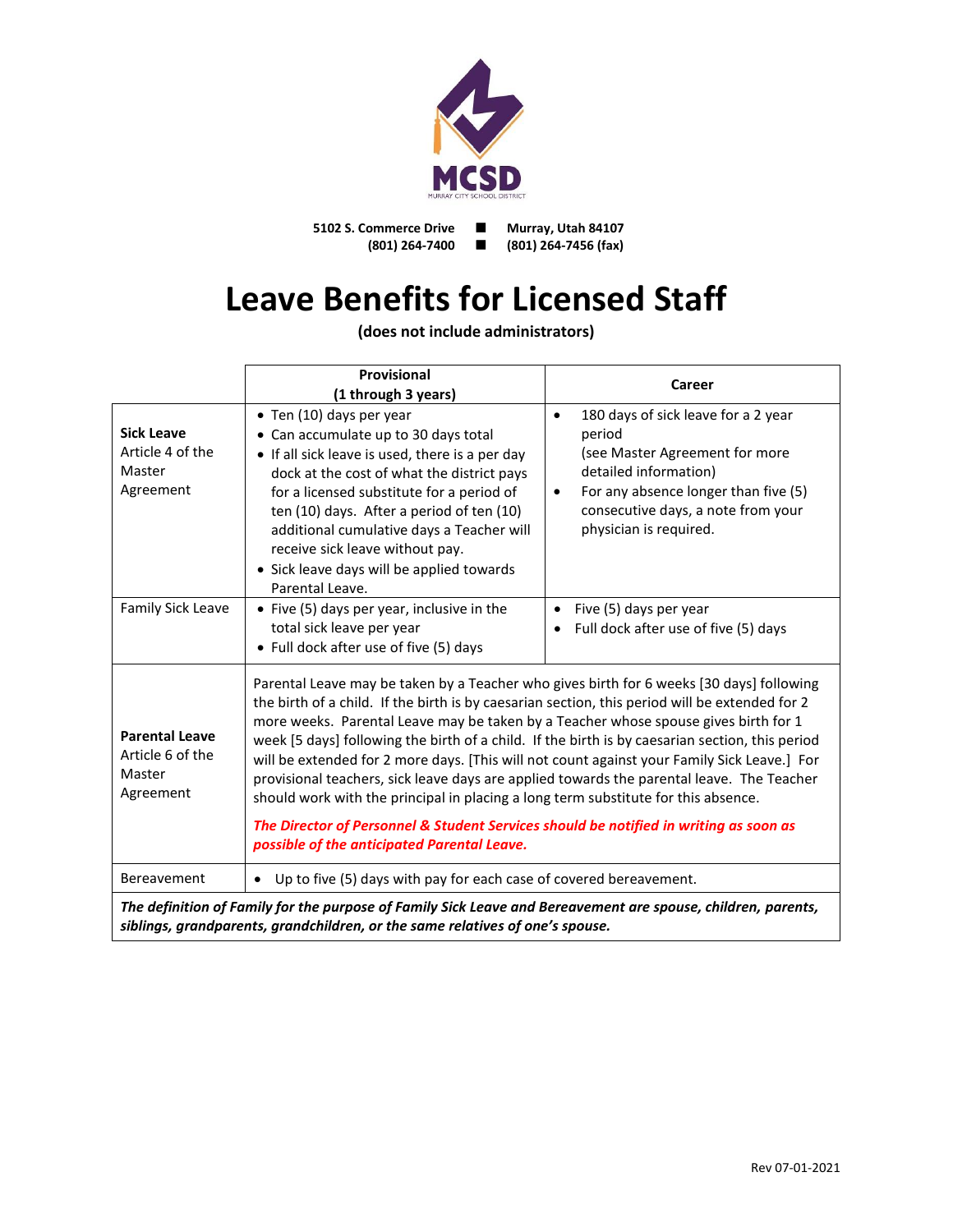MCSD

MURRAY CITY SCHOOL DISTRICT

**5102 S. Commerce Drive** ■ **Murray, Utah 84107**
**(801) 264-7400** ■ **(801) 264-7456 (fax)**

# Leave Benefits for Licensed Staff

**(does not include administrators)**

| | **Provisional (1 through 3 years)** | **Career** |
|---|---|---|
| **Sick Leave** Article 4 of the Master Agreement | • Ten (10) days per year<br>• Can accumulate up to 30 days total<br>• If all sick leave is used, there is a per day dock at the cost of what the district pays for a licensed substitute for a period of ten (10) days. After a period of ten (10) additional cumulative days a Teacher will receive sick leave without pay.<br>• Sick leave days will be applied towards Parental Leave. | • 180 days of sick leave for a 2 year period (see Master Agreement for more detailed information)<br>• For any absence longer than five (5) consecutive days, a note from your physician is required. |
| Family Sick Leave | • Five (5) days per year, inclusive in the total sick leave per year<br>• Full dock after use of five (5) days | • Five (5) days per year<br>• Full dock after use of five (5) days |
| **Parental Leave** Article 6 of the Master Agreement | Parental Leave may be taken by a Teacher who gives birth for 6 weeks [30 days] following the birth of a child. If the birth is by caesarian section, this period will be extended for 2 more weeks. Parental Leave may be taken by a Teacher whose spouse gives birth for 1 week [5 days] following the birth of a child. If the birth is by caesarian section, this period will be extended for 2 more days. [This will not count against your Family Sick Leave.] For provisional teachers, sick leave days are applied towards the parental leave. The Teacher should work with the principal in placing a long term substitute for this absence.<br><br>***The Director of Personnel & Student Services should be notified in writing as soon as possible of the anticipated Parental Leave.*** | |
| Bereavement | • Up to five (5) days with pay for each case of covered bereavement. | |
| ***The definition of Family for the purpose of Family Sick Leave and Bereavement are spouse, children, parents, siblings, grandparents, grandchildren, or the same relatives of one's spouse.*** | | |

Rev 07-01-2021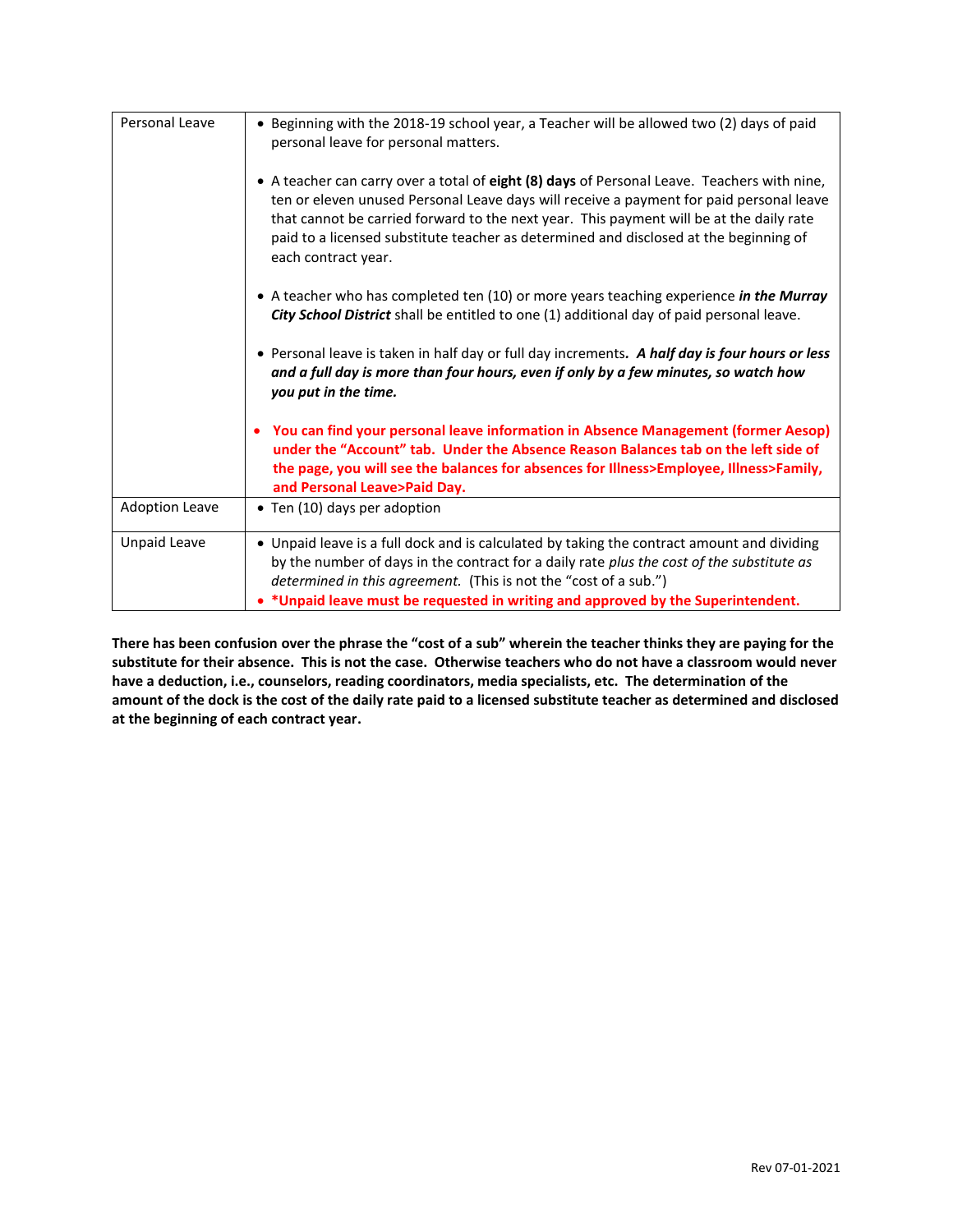| | |
|---|---|
| Personal Leave | • Beginning with the 2018-19 school year, a Teacher will be allowed two (2) days of paid personal leave for personal matters.<br><br>• A teacher can carry over a total of **eight (8) days** of Personal Leave. Teachers with nine, ten or eleven unused Personal Leave days will receive a payment for paid personal leave that cannot be carried forward to the next year. This payment will be at the daily rate paid to a licensed substitute teacher as determined and disclosed at the beginning of each contract year.<br><br>• A teacher who has completed ten (10) or more years teaching experience ***in the Murray City School District*** shall be entitled to one (1) additional day of paid personal leave.<br><br>• Personal leave is taken in half day or full day increments***. A half day is four hours or less and a full day is more than four hours, even if only by a few minutes, so watch how you put in the time.***<br><br>• **You can find your personal leave information in Absence Management (former Aesop) under the "Account" tab. Under the Absence Reason Balances tab on the left side of the page, you will see the balances for absences for Illness>Employee, Illness>Family, and Personal Leave>Paid Day.** |
| Adoption Leave | • Ten (10) days per adoption |
| Unpaid Leave | • Unpaid leave is a full dock and is calculated by taking the contract amount and dividing by the number of days in the contract for a daily rate *plus the cost of the substitute as determined in this agreement.* (This is not the "cost of a sub.")<br>• ***Unpaid leave must be requested in writing and approved by the Superintendent.** |

**There has been confusion over the phrase the "cost of a sub" wherein the teacher thinks they are paying for the substitute for their absence. This is not the case. Otherwise teachers who do not have a classroom would never have a deduction, i.e., counselors, reading coordinators, media specialists, etc. The determination of the amount of the dock is the cost of the daily rate paid to a licensed substitute teacher as determined and disclosed at the beginning of each contract year.**

Rev 07-01-2021